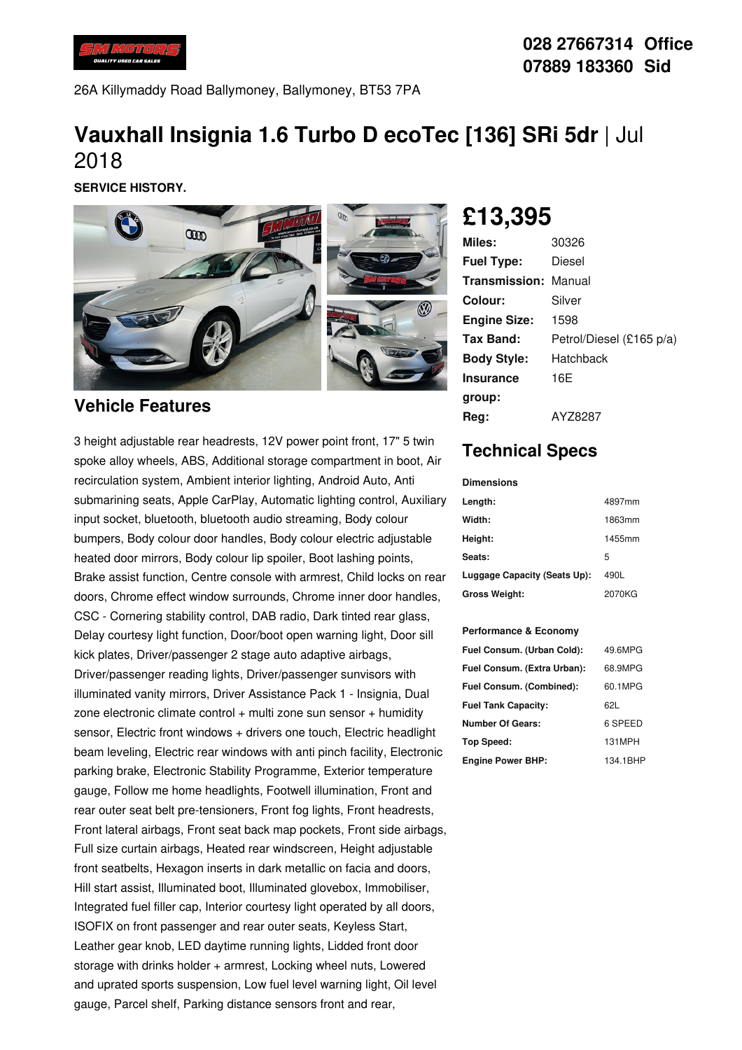028 27667314 Office
07889 183360 Sid

26A Killymaddy Road Ballymoney, Ballymoney, BT53 7PA

# Vauxhall Insignia 1.6 Turbo D ecoTec [136] SRi 5dr | Jul 2018

**SERVICE HISTORY.**

## £13,395

| | |
|---|---|
| **Miles:** | 30326 |
| **Fuel Type:** | Diesel |
| **Transmission:** | Manual |
| **Colour:** | Silver |
| **Engine Size:** | 1598 |
| **Tax Band:** | Petrol/Diesel (£165 p/a) |
| **Body Style:** | Hatchback |
| **Insurance group:** | 16E |
| **Reg:** | AYZ8287 |

## Vehicle Features

3 height adjustable rear headrests, 12V power point front, 17" 5 twin spoke alloy wheels, ABS, Additional storage compartment in boot, Air recirculation system, Ambient interior lighting, Android Auto, Anti submarining seats, Apple CarPlay, Automatic lighting control, Auxiliary input socket, bluetooth, bluetooth audio streaming, Body colour bumpers, Body colour door handles, Body colour electric adjustable heated door mirrors, Body colour lip spoiler, Boot lashing points, Brake assist function, Centre console with armrest, Child locks on rear doors, Chrome effect window surrounds, Chrome inner door handles, CSC - Cornering stability control, DAB radio, Dark tinted rear glass, Delay courtesy light function, Door/boot open warning light, Door sill kick plates, Driver/passenger 2 stage auto adaptive airbags, Driver/passenger reading lights, Driver/passenger sunvisors with illuminated vanity mirrors, Driver Assistance Pack 1 - Insignia, Dual zone electronic climate control + multi zone sun sensor + humidity sensor, Electric front windows + drivers one touch, Electric headlight beam leveling, Electric rear windows with anti pinch facility, Electronic parking brake, Electronic Stability Programme, Exterior temperature gauge, Follow me home headlights, Footwell illumination, Front and rear outer seat belt pre-tensioners, Front fog lights, Front headrests, Front lateral airbags, Front seat back map pockets, Front side airbags, Full size curtain airbags, Heated rear windscreen, Height adjustable front seatbelts, Hexagon inserts in dark metallic on facia and doors, Hill start assist, Illuminated boot, Illuminated glovebox, Immobiliser, Integrated fuel filler cap, Interior courtesy light operated by all doors, ISOFIX on front passenger and rear outer seats, Keyless Start, Leather gear knob, LED daytime running lights, Lidded front door storage with drinks holder + armrest, Locking wheel nuts, Lowered and uprated sports suspension, Low fuel level warning light, Oil level gauge, Parcel shelf, Parking distance sensors front and rear,

## Technical Specs

**Dimensions**

| | |
|---|---|
| **Length:** | 4897mm |
| **Width:** | 1863mm |
| **Height:** | 1455mm |
| **Seats:** | 5 |
| **Luggage Capacity (Seats Up):** | 490L |
| **Gross Weight:** | 2070KG |

**Performance & Economy**

| | |
|---|---|
| **Fuel Consum. (Urban Cold):** | 49.6MPG |
| **Fuel Consum. (Extra Urban):** | 68.9MPG |
| **Fuel Consum. (Combined):** | 60.1MPG |
| **Fuel Tank Capacity:** | 62L |
| **Number Of Gears:** | 6 SPEED |
| **Top Speed:** | 131MPH |
| **Engine Power BHP:** | 134.1BHP |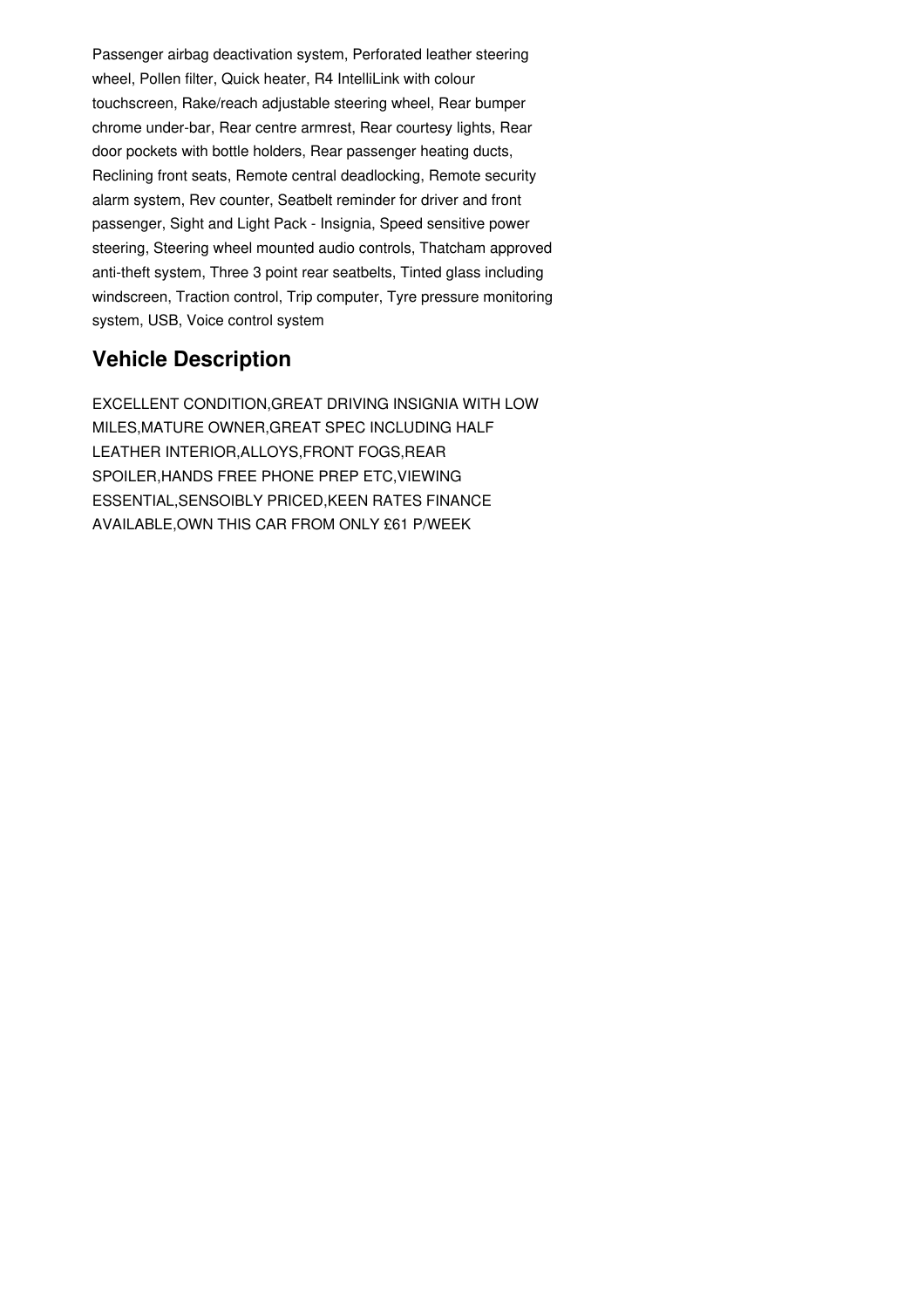Passenger airbag deactivation system, Perforated leather steering wheel, Pollen filter, Quick heater, R4 IntelliLink with colour touchscreen, Rake/reach adjustable steering wheel, Rear bumper chrome under-bar, Rear centre armrest, Rear courtesy lights, Rear door pockets with bottle holders, Rear passenger heating ducts, Reclining front seats, Remote central deadlocking, Remote security alarm system, Rev counter, Seatbelt reminder for driver and front passenger, Sight and Light Pack - Insignia, Speed sensitive power steering, Steering wheel mounted audio controls, Thatcham approved anti-theft system, Three 3 point rear seatbelts, Tinted glass including windscreen, Traction control, Trip computer, Tyre pressure monitoring system, USB, Voice control system

## Vehicle Description

EXCELLENT CONDITION,GREAT DRIVING INSIGNIA WITH LOW MILES,MATURE OWNER,GREAT SPEC INCLUDING HALF LEATHER INTERIOR,ALLOYS,FRONT FOGS,REAR SPOILER,HANDS FREE PHONE PREP ETC,VIEWING ESSENTIAL,SENSOIBLY PRICED,KEEN RATES FINANCE AVAILABLE,OWN THIS CAR FROM ONLY £61 P/WEEK